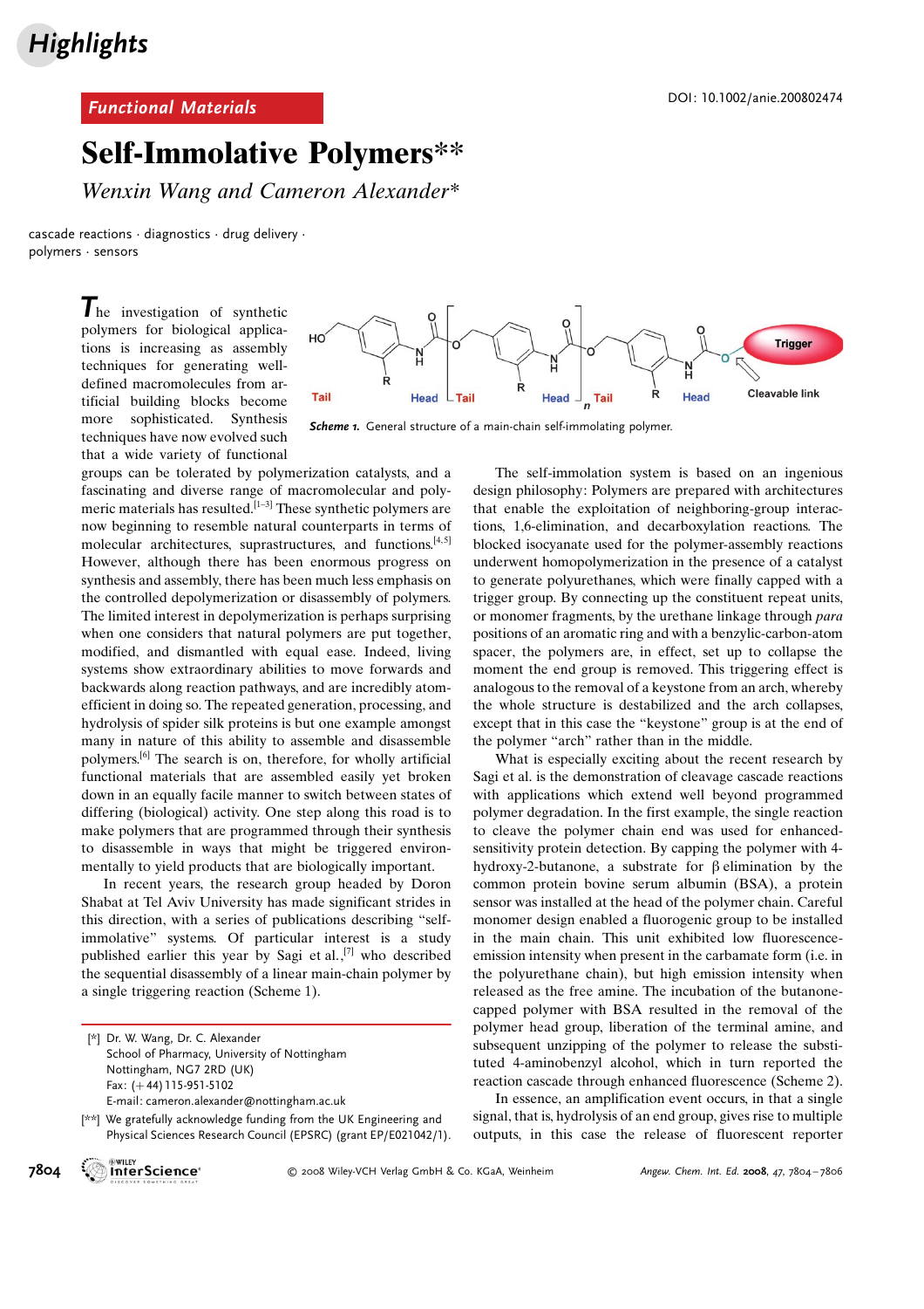## Functional Materials

DOI: 10.1002/anie.200802474

# Self-Immolative Polymers**

*Wenxin Wang and Cameron Alexander**

cascade reactions · diagnostics · drug delivery · polymers · sensors

Scheme 1. General structure of a main-chain self-immolating polymer.

The investigation of synthetic polymers for biological applications is increasing as assembly techniques for generating well-defined macromolecules from artificial building blocks become more sophisticated. Synthesis techniques have now evolved such that a wide variety of functional groups can be tolerated by polymerization catalysts, and a fascinating and diverse range of macromolecular and polymeric materials has resulted.[1–3] These synthetic polymers are now beginning to resemble natural counterparts in terms of molecular architectures, suprastructures, and functions.[4,5] However, although there has been enormous progress on synthesis and assembly, there has been much less emphasis on the controlled depolymerization or disassembly of polymers. The limited interest in depolymerization is perhaps surprising when one considers that natural polymers are put together, modified, and dismantled with equal ease. Indeed, living systems show extraordinary abilities to move forwards and backwards along reaction pathways, and are incredibly atom-efficient in doing so. The repeated generation, processing, and hydrolysis of spider silk proteins is but one example amongst many in nature of this ability to assemble and disassemble polymers.[6] The search is on, therefore, for wholly artificial functional materials that are assembled easily yet broken down in an equally facile manner to switch between states of differing (biological) activity. One step along this road is to make polymers that are programmed through their synthesis to disassemble in ways that might be triggered environmentally to yield products that are biologically important.

In recent years, the research group headed by Doron Shabat at Tel Aviv University has made significant strides in this direction, with a series of publications describing "self-immolative" systems. Of particular interest is a study published earlier this year by Sagi et al.,[7] who described the sequential disassembly of a linear main-chain polymer by a single triggering reaction (Scheme 1).

The self-immolation system is based on an ingenious design philosophy: Polymers are prepared with architectures that enable the exploitation of neighboring-group interactions, 1,6-elimination, and decarboxylation reactions. The blocked isocyanate used for the polymer-assembly reactions underwent homopolymerization in the presence of a catalyst to generate polyurethanes, which were finally capped with a trigger group. By connecting up the constituent repeat units, or monomer fragments, by the urethane linkage through *para* positions of an aromatic ring and with a benzylic-carbon-atom spacer, the polymers are, in effect, set up to collapse the moment the end group is removed. This triggering effect is analogous to the removal of a keystone from an arch, whereby the whole structure is destabilized and the arch collapses, except that in this case the "keystone" group is at the end of the polymer "arch" rather than in the middle.

What is especially exciting about the recent research by Sagi et al. is the demonstration of cleavage cascade reactions with applications which extend well beyond programmed polymer degradation. In the first example, the single reaction to cleave the polymer chain end was used for enhanced-sensitivity protein detection. By capping the polymer with 4-hydroxy-2-butanone, a substrate for β elimination by the common protein bovine serum albumin (BSA), a protein sensor was installed at the head of the polymer chain. Careful monomer design enabled a fluorogenic group to be installed in the main chain. This unit exhibited low fluorescence-emission intensity when present in the carbamate form (i.e. in the polyurethane chain), but high emission intensity when released as the free amine. The incubation of the butanone-capped polymer with BSA resulted in the removal of the polymer head group, liberation of the terminal amine, and subsequent unzipping of the polymer to release the substituted 4-aminobenzyl alcohol, which in turn reported the reaction cascade through enhanced fluorescence (Scheme 2).

In essence, an amplification event occurs, in that a single signal, that is, hydrolysis of an end group, gives rise to multiple outputs, in this case the release of fluorescent reporter

---

[*] Dr. W. Wang, Dr. C. Alexander
School of Pharmacy, University of Nottingham
Nottingham, NG7 2RD (UK)
Fax: (+44) 115-951-5102
E-mail: cameron.alexander@nottingham.ac.uk

[**] We gratefully acknowledge funding from the UK Engineering and Physical Sciences Research Council (EPSRC) (grant EP/E021042/1).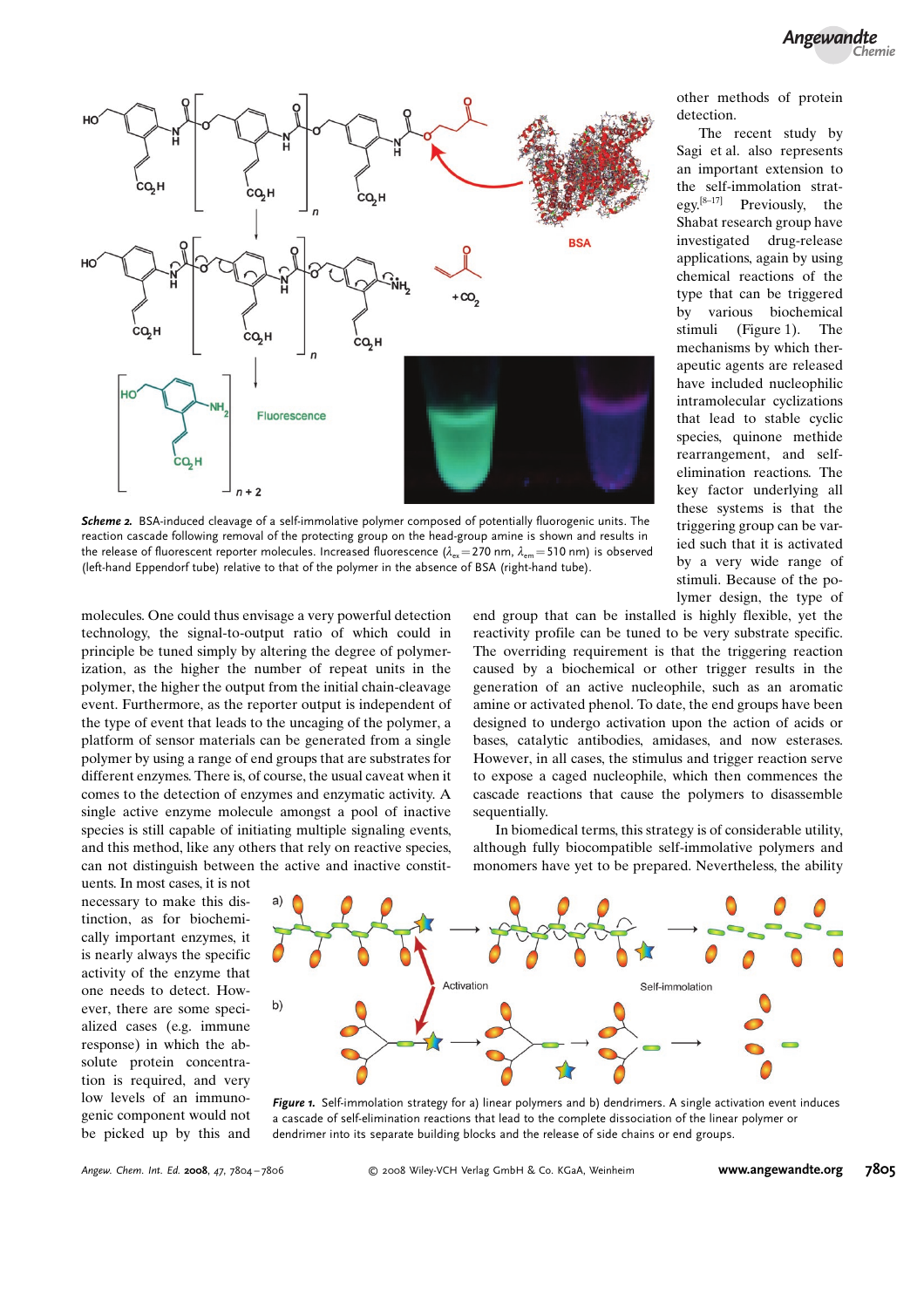*Scheme 2.* BSA-induced cleavage of a self-immolative polymer composed of potentially fluorogenic units. The reaction cascade following removal of the protecting group on the head-group amine is shown and results in the release of fluorescent reporter molecules. Increased fluorescence ($\lambda_{ex}$ = 270 nm, $\lambda_{em}$ = 510 nm) is observed (left-hand Eppendorf tube) relative to that of the polymer in the absence of BSA (right-hand tube).

other methods of protein detection.

The recent study by Sagi et al. also represents an important extension to the self-immolation strategy.[8–17] Previously, the Shabat research group have investigated drug-release applications, again by using chemical reactions of the type that can be triggered by various biochemical stimuli (Figure 1). The mechanisms by which therapeutic agents are released have included nucleophilic intramolecular cyclizations that lead to stable cyclic species, quinone methide rearrangement, and self-elimination reactions. The key factor underlying all these systems is that the triggering group can be varied such that it is activated by a very wide range of stimuli. Because of the polymer design, the type of end group that can be installed is highly flexible, yet the reactivity profile can be tuned to be very substrate specific. The overriding requirement is that the triggering reaction caused by a biochemical or other trigger results in the generation of an active nucleophile, such as an aromatic amine or activated phenol. To date, the end groups have been designed to undergo activation upon the action of acids or bases, catalytic antibodies, amidases, and now esterases. However, in all cases, the stimulus and trigger reaction serve to expose a caged nucleophile, which then commences the cascade reactions that cause the polymers to disassemble sequentially.

In biomedical terms, this strategy is of considerable utility, although fully biocompatible self-immolative polymers and monomers have yet to be prepared. Nevertheless, the ability

molecules. One could thus envisage a very powerful detection technology, the signal-to-output ratio of which could in principle be tuned simply by altering the degree of polymerization, as the higher the number of repeat units in the polymer, the higher the output from the initial chain-cleavage event. Furthermore, as the reporter output is independent of the type of event that leads to the uncaging of the polymer, a platform of sensor materials can be generated from a single polymer by using a range of end groups that are substrates for different enzymes. There is, of course, the usual caveat when it comes to the detection of enzymes and enzymatic activity. A single active enzyme molecule amongst a pool of inactive species is still capable of initiating multiple signaling events, and this method, like any others that rely on reactive species, can not distinguish between the active and inactive constituents. In most cases, it is not necessary to make this distinction, as for biochemically important enzymes, it is nearly always the specific activity of the enzyme that one needs to detect. However, there are some specialized cases (e.g. immune response) in which the absolute protein concentration is required, and very low levels of an immunogenic component would not be picked up by this and

*Figure 1.* Self-immolation strategy for a) linear polymers and b) dendrimers. A single activation event induces a cascade of self-elimination reactions that lead to the complete dissociation of the linear polymer or dendrimer into its separate building blocks and the release of side chains or end groups.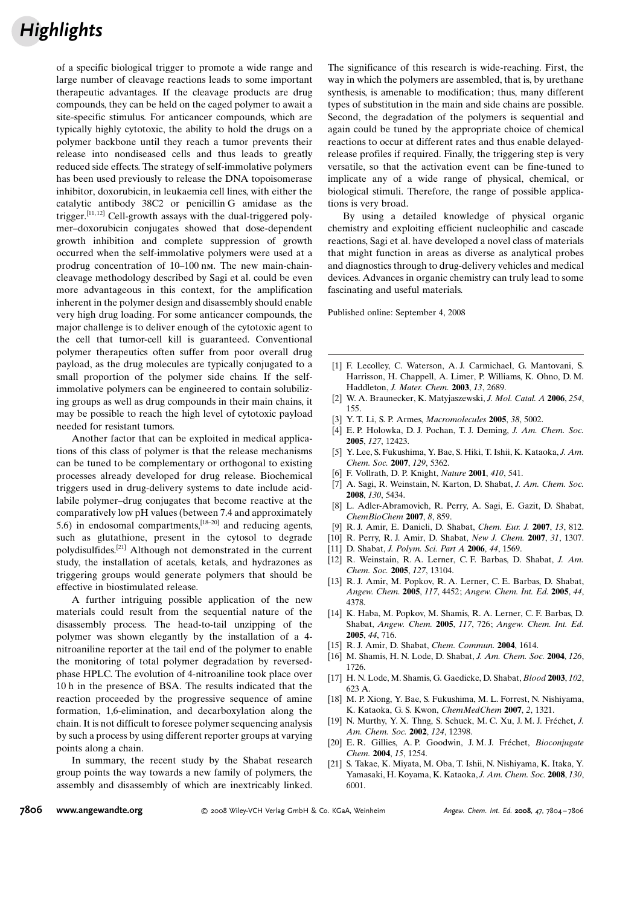of a specific biological trigger to promote a wide range and large number of cleavage reactions leads to some important therapeutic advantages. If the cleavage products are drug compounds, they can be held on the caged polymer to await a site-specific stimulus. For anticancer compounds, which are typically highly cytotoxic, the ability to hold the drugs on a polymer backbone until they reach a tumor prevents their release into nondiseased cells and thus leads to greatly reduced side effects. The strategy of self-immolative polymers has been used previously to release the DNA topoisomerase inhibitor, doxorubicin, in leukaemia cell lines, with either the catalytic antibody 38C2 or penicillin G amidase as the trigger.[11,12] Cell-growth assays with the dual-triggered polymer–doxorubicin conjugates showed that dose-dependent growth inhibition and complete suppression of growth occurred when the self-immolative polymers were used at a prodrug concentration of 10–100 nM. The new main-chain-cleavage methodology described by Sagi et al. could be even more advantageous in this context, for the amplification inherent in the polymer design and disassembly should enable very high drug loading. For some anticancer compounds, the major challenge is to deliver enough of the cytotoxic agent to the cell that tumor-cell kill is guaranteed. Conventional polymer therapeutics often suffer from poor overall drug payload, as the drug molecules are typically conjugated to a small proportion of the polymer side chains. If the self-immolative polymers can be engineered to contain solubilizing groups as well as drug compounds in their main chains, it may be possible to reach the high level of cytotoxic payload needed for resistant tumors.

Another factor that can be exploited in medical applications of this class of polymer is that the release mechanisms can be tuned to be complementary or orthogonal to existing processes already developed for drug release. Biochemical triggers used in drug-delivery systems to date include acid-labile polymer–drug conjugates that become reactive at the comparatively low pH values (between 7.4 and approximately 5.6) in endosomal compartments,[18–20] and reducing agents, such as glutathione, present in the cytosol to degrade polydisulfides.[21] Although not demonstrated in the current study, the installation of acetals, ketals, and hydrazones as triggering groups would generate polymers that should be effective in biostimulated release.

A further intriguing possible application of the new materials could result from the sequential nature of the disassembly process. The head-to-tail unzipping of the polymer was shown elegantly by the installation of a 4-nitroaniline reporter at the tail end of the polymer to enable the monitoring of total polymer degradation by reversed-phase HPLC. The evolution of 4-nitroaniline took place over 10 h in the presence of BSA. The results indicated that the reaction proceeded by the progressive sequence of amine formation, 1,6-elimination, and decarboxylation along the chain. It is not difficult to foresee polymer sequencing analysis by such a process by using different reporter groups at varying points along a chain.

In summary, the recent study by the Shabat research group points the way towards a new family of polymers, the assembly and disassembly of which are inextricably linked. The significance of this research is wide-reaching. First, the way in which the polymers are assembled, that is, by urethane synthesis, is amenable to modification; thus, many different types of substitution in the main and side chains are possible. Second, the degradation of the polymers is sequential and again could be tuned by the appropriate choice of chemical reactions to occur at different rates and thus enable delayed-release profiles if required. Finally, the triggering step is very versatile, so that the activation event can be fine-tuned to implicate any of a wide range of physical, chemical, or biological stimuli. Therefore, the range of possible applications is very broad.

By using a detailed knowledge of physical organic chemistry and exploiting efficient nucleophilic and cascade reactions, Sagi et al. have developed a novel class of materials that might function in areas as diverse as analytical probes and diagnostics through to drug-delivery vehicles and medical devices. Advances in organic chemistry can truly lead to some fascinating and useful materials.

Published online: September 4, 2008

---

[1] F. Lecolley, C. Waterson, A. J. Carmichael, G. Mantovani, S. Harrisson, H. Chappell, A. Limer, P. Williams, K. Ohno, D. M. Haddleton, *J. Mater. Chem.* **2003**, *13*, 2689.
[2] W. A. Braunecker, K. Matyjaszewski, *J. Mol. Catal. A* **2006**, *254*, 155.
[3] Y. T. Li, S. P. Armes, *Macromolecules* **2005**, *38*, 5002.
[4] E. P. Holowka, D. J. Pochan, T. J. Deming, *J. Am. Chem. Soc.* **2005**, *127*, 12423.
[5] Y. Lee, S. Fukushima, Y. Bae, S. Hiki, T. Ishii, K. Kataoka, *J. Am. Chem. Soc.* **2007**, *129*, 5362.
[6] F. Vollrath, D. P. Knight, *Nature* **2001**, *410*, 541.
[7] A. Sagi, R. Weinstain, N. Karton, D. Shabat, *J. Am. Chem. Soc.* **2008**, *130*, 5434.
[8] L. Adler-Abramovich, R. Perry, A. Sagi, E. Gazit, D. Shabat, *ChemBioChem* **2007**, *8*, 859.
[9] R. J. Amir, E. Danieli, D. Shabat, *Chem. Eur. J.* **2007**, *13*, 812.
[10] R. Perry, R. J. Amir, D. Shabat, *New J. Chem.* **2007**, *31*, 1307.
[11] D. Shabat, *J. Polym. Sci. Part A* **2006**, *44*, 1569.
[12] R. Weinstain, R. A. Lerner, C. F. Barbas, D. Shabat, *J. Am. Chem. Soc.* **2005**, *127*, 13104.
[13] R. J. Amir, M. Popkov, R. A. Lerner, C. E. Barbas, D. Shabat, *Angew. Chem.* **2005**, *117*, 4452; *Angew. Chem. Int. Ed.* **2005**, *44*, 4378.
[14] K. Haba, M. Popkov, M. Shamis, R. A. Lerner, C. F. Barbas, D. Shabat, *Angew. Chem.* **2005**, *117*, 726; *Angew. Chem. Int. Ed.* **2005**, *44*, 716.
[15] R. J. Amir, D. Shabat, *Chem. Commun.* **2004**, 1614.
[16] M. Shamis, H. N. Lode, D. Shabat, *J. Am. Chem. Soc.* **2004**, *126*, 1726.
[17] H. N. Lode, M. Shamis, G. Gaedicke, D. Shabat, *Blood* **2003**, *102*, 623 A.
[18] M. P. Xiong, Y. Bae, S. Fukushima, M. L. Forrest, N. Nishiyama, K. Kataoka, G. S. Kwon, *ChemMedChem* **2007**, *2*, 1321.
[19] N. Murthy, Y. X. Thng, S. Schuck, M. C. Xu, J. M. J. Fréchet, *J. Am. Chem. Soc.* **2002**, *124*, 12398.
[20] E. R. Gillies, A. P. Goodwin, J. M. J. Fréchet, *Bioconjugate Chem.* **2004**, *15*, 1254.
[21] S. Takae, K. Miyata, M. Oba, T. Ishii, N. Nishiyama, K. Itaka, Y. Yamasaki, H. Koyama, K. Kataoka, *J. Am. Chem. Soc.* **2008**, *130*, 6001.